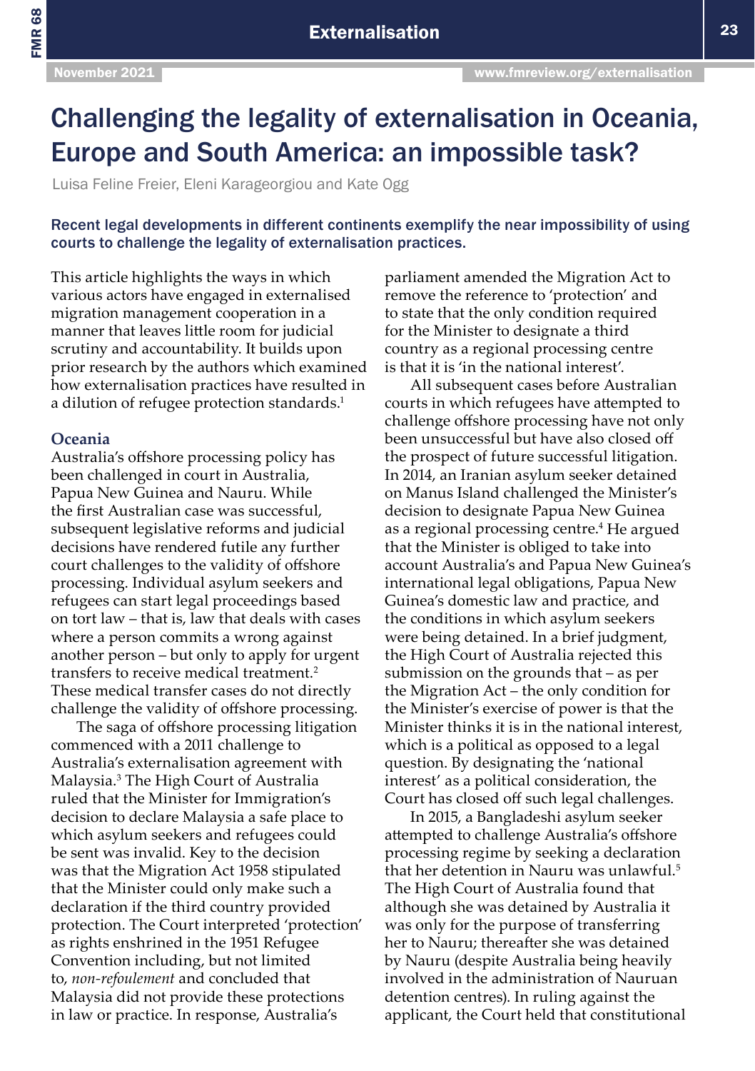# Challenging the legality of externalisation in Oceania, Europe and South America: an impossible task?

Luisa Feline Freier, Eleni Karageorgiou and Kate Ogg

Recent legal developments in different continents exemplify the near impossibility of using courts to challenge the legality of externalisation practices.

This article highlights the ways in which various actors have engaged in externalised migration management cooperation in a manner that leaves little room for judicial scrutiny and accountability. It builds upon prior research by the authors which examined how externalisation practices have resulted in a dilution of refugee protection standards.[1]

## Oceania

Australia's offshore processing policy has been challenged in court in Australia, Papua New Guinea and Nauru. While the first Australian case was successful, subsequent legislative reforms and judicial decisions have rendered futile any further court challenges to the validity of offshore processing. Individual asylum seekers and refugees can start legal proceedings based on tort law – that is, law that deals with cases where a person commits a wrong against another person – but only to apply for urgent transfers to receive medical treatment.[2] These medical transfer cases do not directly challenge the validity of offshore processing.

The saga of offshore processing litigation commenced with a 2011 challenge to Australia's externalisation agreement with Malaysia.[3] The High Court of Australia ruled that the Minister for Immigration's decision to declare Malaysia a safe place to which asylum seekers and refugees could be sent was invalid. Key to the decision was that the Migration Act 1958 stipulated that the Minister could only make such a declaration if the third country provided protection. The Court interpreted 'protection' as rights enshrined in the 1951 Refugee Convention including, but not limited to, *non-refoulement* and concluded that Malaysia did not provide these protections in law or practice. In response, Australia's parliament amended the Migration Act to remove the reference to 'protection' and to state that the only condition required for the Minister to designate a third country as a regional processing centre is that it is 'in the national interest'.

All subsequent cases before Australian courts in which refugees have attempted to challenge offshore processing have not only been unsuccessful but have also closed off the prospect of future successful litigation. In 2014, an Iranian asylum seeker detained on Manus Island challenged the Minister's decision to designate Papua New Guinea as a regional processing centre.[4] He argued that the Minister is obliged to take into account Australia's and Papua New Guinea's international legal obligations, Papua New Guinea's domestic law and practice, and the conditions in which asylum seekers were being detained. In a brief judgment, the High Court of Australia rejected this submission on the grounds that – as per the Migration Act – the only condition for the Minister's exercise of power is that the Minister thinks it is in the national interest, which is a political as opposed to a legal question. By designating the 'national interest' as a political consideration, the Court has closed off such legal challenges.

In 2015, a Bangladeshi asylum seeker attempted to challenge Australia's offshore processing regime by seeking a declaration that her detention in Nauru was unlawful.[5] The High Court of Australia found that although she was detained by Australia it was only for the purpose of transferring her to Nauru; thereafter she was detained by Nauru (despite Australia being heavily involved in the administration of Nauruan detention centres). In ruling against the applicant, the Court held that constitutional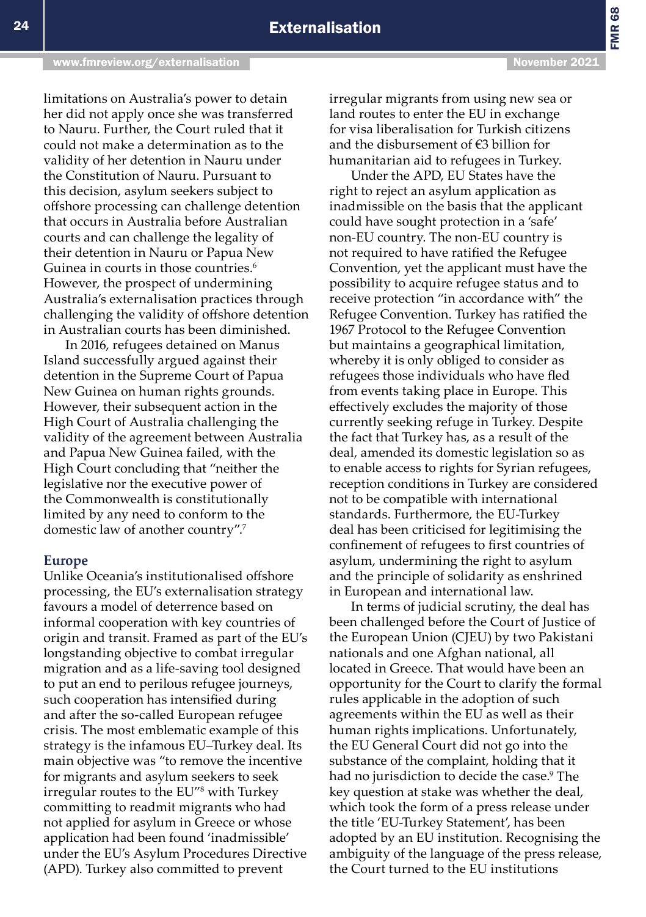limitations on Australia's power to detain her did not apply once she was transferred to Nauru. Further, the Court ruled that it could not make a determination as to the validity of her detention in Nauru under the Constitution of Nauru. Pursuant to this decision, asylum seekers subject to offshore processing can challenge detention that occurs in Australia before Australian courts and can challenge the legality of their detention in Nauru or Papua New Guinea in courts in those countries.[6] However, the prospect of undermining Australia's externalisation practices through challenging the validity of offshore detention in Australian courts has been diminished.

In 2016, refugees detained on Manus Island successfully argued against their detention in the Supreme Court of Papua New Guinea on human rights grounds. However, their subsequent action in the High Court of Australia challenging the validity of the agreement between Australia and Papua New Guinea failed, with the High Court concluding that "neither the legislative nor the executive power of the Commonwealth is constitutionally limited by any need to conform to the domestic law of another country".[7]

### Europe

Unlike Oceania's institutionalised offshore processing, the EU's externalisation strategy favours a model of deterrence based on informal cooperation with key countries of origin and transit. Framed as part of the EU's longstanding objective to combat irregular migration and as a life-saving tool designed to put an end to perilous refugee journeys, such cooperation has intensified during and after the so-called European refugee crisis. The most emblematic example of this strategy is the infamous EU–Turkey deal. Its main objective was "to remove the incentive for migrants and asylum seekers to seek irregular routes to the EU"[8] with Turkey committing to readmit migrants who had not applied for asylum in Greece or whose application had been found 'inadmissible' under the EU's Asylum Procedures Directive (APD). Turkey also committed to prevent irregular migrants from using new sea or land routes to enter the EU in exchange for visa liberalisation for Turkish citizens and the disbursement of €3 billion for humanitarian aid to refugees in Turkey.

Under the APD, EU States have the right to reject an asylum application as inadmissible on the basis that the applicant could have sought protection in a 'safe' non-EU country. The non-EU country is not required to have ratified the Refugee Convention, yet the applicant must have the possibility to acquire refugee status and to receive protection "in accordance with" the Refugee Convention. Turkey has ratified the 1967 Protocol to the Refugee Convention but maintains a geographical limitation, whereby it is only obliged to consider as refugees those individuals who have fled from events taking place in Europe. This effectively excludes the majority of those currently seeking refuge in Turkey. Despite the fact that Turkey has, as a result of the deal, amended its domestic legislation so as to enable access to rights for Syrian refugees, reception conditions in Turkey are considered not to be compatible with international standards. Furthermore, the EU-Turkey deal has been criticised for legitimising the confinement of refugees to first countries of asylum, undermining the right to asylum and the principle of solidarity as enshrined in European and international law.

In terms of judicial scrutiny, the deal has been challenged before the Court of Justice of the European Union (CJEU) by two Pakistani nationals and one Afghan national, all located in Greece. That would have been an opportunity for the Court to clarify the formal rules applicable in the adoption of such agreements within the EU as well as their human rights implications. Unfortunately, the EU General Court did not go into the substance of the complaint, holding that it had no jurisdiction to decide the case.[9] The key question at stake was whether the deal, which took the form of a press release under the title 'EU-Turkey Statement', has been adopted by an EU institution. Recognising the ambiguity of the language of the press release, the Court turned to the EU institutions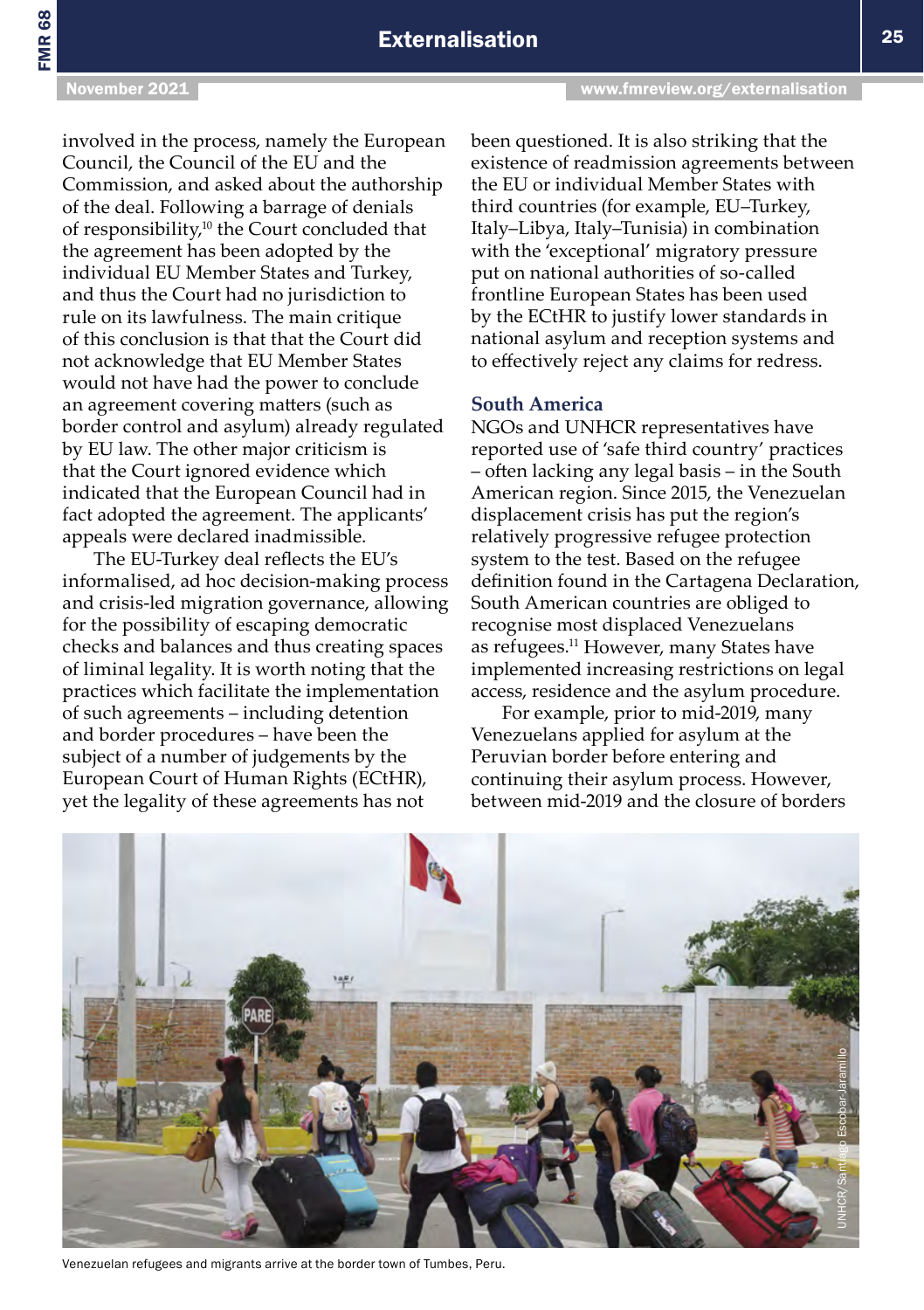involved in the process, namely the European Council, the Council of the EU and the Commission, and asked about the authorship of the deal. Following a barrage of denials of responsibility,[10] the Court concluded that the agreement has been adopted by the individual EU Member States and Turkey, and thus the Court had no jurisdiction to rule on its lawfulness. The main critique of this conclusion is that that the Court did not acknowledge that EU Member States would not have had the power to conclude an agreement covering matters (such as border control and asylum) already regulated by EU law. The other major criticism is that the Court ignored evidence which indicated that the European Council had in fact adopted the agreement. The applicants' appeals were declared inadmissible.

The EU-Turkey deal reflects the EU's informalised, ad hoc decision-making process and crisis-led migration governance, allowing for the possibility of escaping democratic checks and balances and thus creating spaces of liminal legality. It is worth noting that the practices which facilitate the implementation of such agreements – including detention and border procedures – have been the subject of a number of judgements by the European Court of Human Rights (ECtHR), yet the legality of these agreements has not been questioned. It is also striking that the existence of readmission agreements between the EU or individual Member States with third countries (for example, EU–Turkey, Italy–Libya, Italy–Tunisia) in combination with the 'exceptional' migratory pressure put on national authorities of so-called frontline European States has been used by the ECtHR to justify lower standards in national asylum and reception systems and to effectively reject any claims for redress.

### South America

NGOs and UNHCR representatives have reported use of 'safe third country' practices – often lacking any legal basis – in the South American region. Since 2015, the Venezuelan displacement crisis has put the region's relatively progressive refugee protection system to the test. Based on the refugee definition found in the Cartagena Declaration, South American countries are obliged to recognise most displaced Venezuelans as refugees.[11] However, many States have implemented increasing restrictions on legal access, residence and the asylum procedure.

For example, prior to mid-2019, many Venezuelans applied for asylum at the Peruvian border before entering and continuing their asylum process. However, between mid-2019 and the closure of borders

UNHCR/Santiago Escobar-Jaramillo

Venezuelan refugees and migrants arrive at the border town of Tumbes, Peru.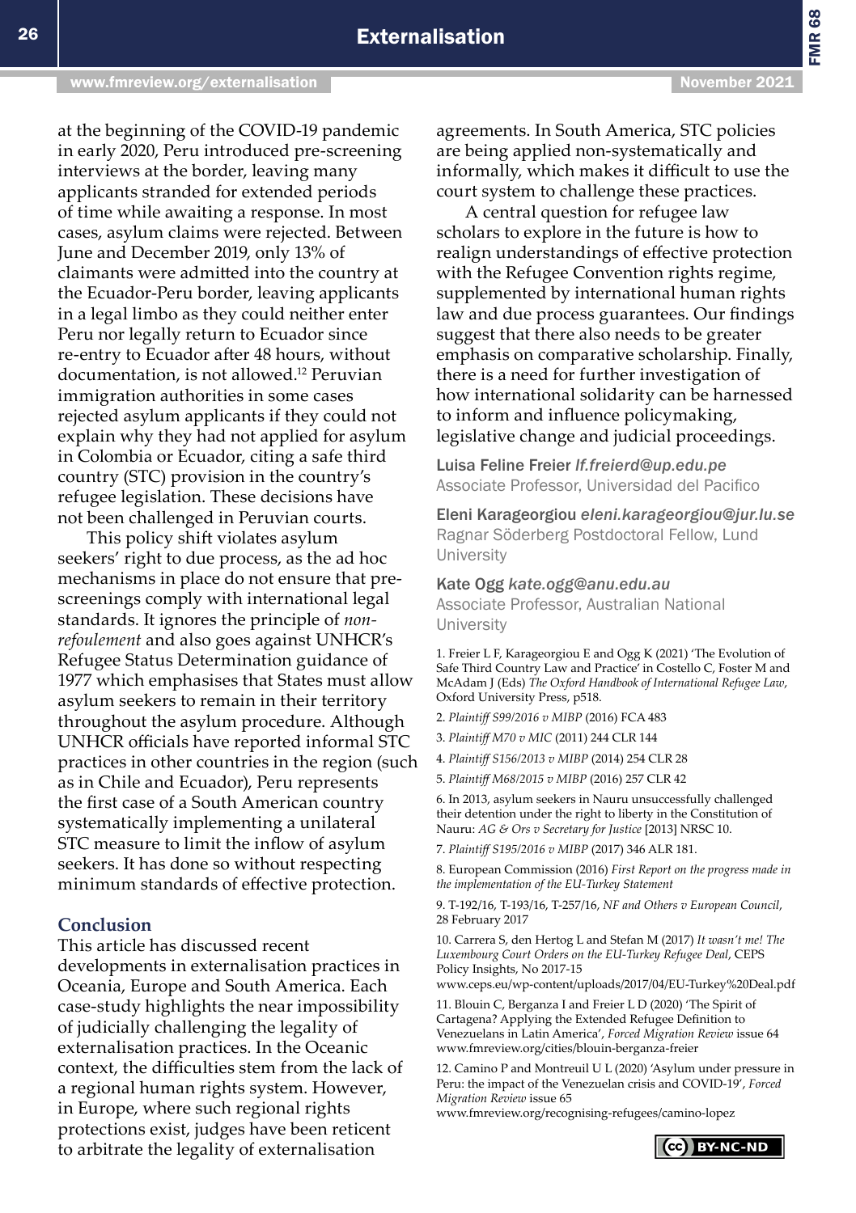at the beginning of the COVID-19 pandemic in early 2020, Peru introduced pre-screening interviews at the border, leaving many applicants stranded for extended periods of time while awaiting a response. In most cases, asylum claims were rejected. Between June and December 2019, only 13% of claimants were admitted into the country at the Ecuador-Peru border, leaving applicants in a legal limbo as they could neither enter Peru nor legally return to Ecuador since re-entry to Ecuador after 48 hours, without documentation, is not allowed.[12] Peruvian immigration authorities in some cases rejected asylum applicants if they could not explain why they had not applied for asylum in Colombia or Ecuador, citing a safe third country (STC) provision in the country's refugee legislation. These decisions have not been challenged in Peruvian courts.

This policy shift violates asylum seekers' right to due process, as the ad hoc mechanisms in place do not ensure that pre-screenings comply with international legal standards. It ignores the principle of *non-refoulement* and also goes against UNHCR's Refugee Status Determination guidance of 1977 which emphasises that States must allow asylum seekers to remain in their territory throughout the asylum procedure. Although UNHCR officials have reported informal STC practices in other countries in the region (such as in Chile and Ecuador), Peru represents the first case of a South American country systematically implementing a unilateral STC measure to limit the inflow of asylum seekers. It has done so without respecting minimum standards of effective protection.

### Conclusion

This article has discussed recent developments in externalisation practices in Oceania, Europe and South America. Each case-study highlights the near impossibility of judicially challenging the legality of externalisation practices. In the Oceanic context, the difficulties stem from the lack of a regional human rights system. However, in Europe, where such regional rights protections exist, judges have been reticent to arbitrate the legality of externalisation agreements. In South America, STC policies are being applied non-systematically and informally, which makes it difficult to use the court system to challenge these practices.

A central question for refugee law scholars to explore in the future is how to realign understandings of effective protection with the Refugee Convention rights regime, supplemented by international human rights law and due process guarantees. Our findings suggest that there also needs to be greater emphasis on comparative scholarship. Finally, there is a need for further investigation of how international solidarity can be harnessed to inform and influence policymaking, legislative change and judicial proceedings.

Luisa Feline Freier *lf.freierd@up.edu.pe*
Associate Professor, Universidad del Pacifico

Eleni Karageorgiou *eleni.karageorgiou@jur.lu.se*
Ragnar Söderberg Postdoctoral Fellow, Lund University

Kate Ogg *kate.ogg@anu.edu.au*
Associate Professor, Australian National University

1. Freier L F, Karageorgiou E and Ogg K (2021) 'The Evolution of Safe Third Country Law and Practice' in Costello C, Foster M and McAdam J (Eds) *The Oxford Handbook of International Refugee Law*, Oxford University Press, p518.

2. *Plaintiff S99/2016 v MIBP* (2016) FCA 483

3. *Plaintiff M70 v MIC* (2011) 244 CLR 144

4. *Plaintiff S156/2013 v MIBP* (2014) 254 CLR 28

5. *Plaintiff M68/2015 v MIBP* (2016) 257 CLR 42

6. In 2013, asylum seekers in Nauru unsuccessfully challenged their detention under the right to liberty in the Constitution of Nauru: *AG & Ors v Secretary for Justice* [2013] NRSC 10.

7. *Plaintiff S195/2016 v MIBP* (2017) 346 ALR 181.

8. European Commission (2016) *First Report on the progress made in the implementation of the EU-Turkey Statement*

9. T-192/16, T-193/16, T-257/16, *NF and Others v European Council*, 28 February 2017

10. Carrera S, den Hertog L and Stefan M (2017) *It wasn't me! The Luxembourg Court Orders on the EU-Turkey Refugee Deal*, CEPS Policy Insights, No 2017-15
www.ceps.eu/wp-content/uploads/2017/04/EU-Turkey%20Deal.pdf

11. Blouin C, Berganza I and Freier L D (2020) 'The Spirit of Cartagena? Applying the Extended Refugee Definition to Venezuelans in Latin America', *Forced Migration Review* issue 64
www.fmreview.org/cities/blouin-berganza-freier

12. Camino P and Montreuil U L (2020) 'Asylum under pressure in Peru: the impact of the Venezuelan crisis and COVID-19', *Forced Migration Review* issue 65
www.fmreview.org/recognising-refugees/camino-lopez